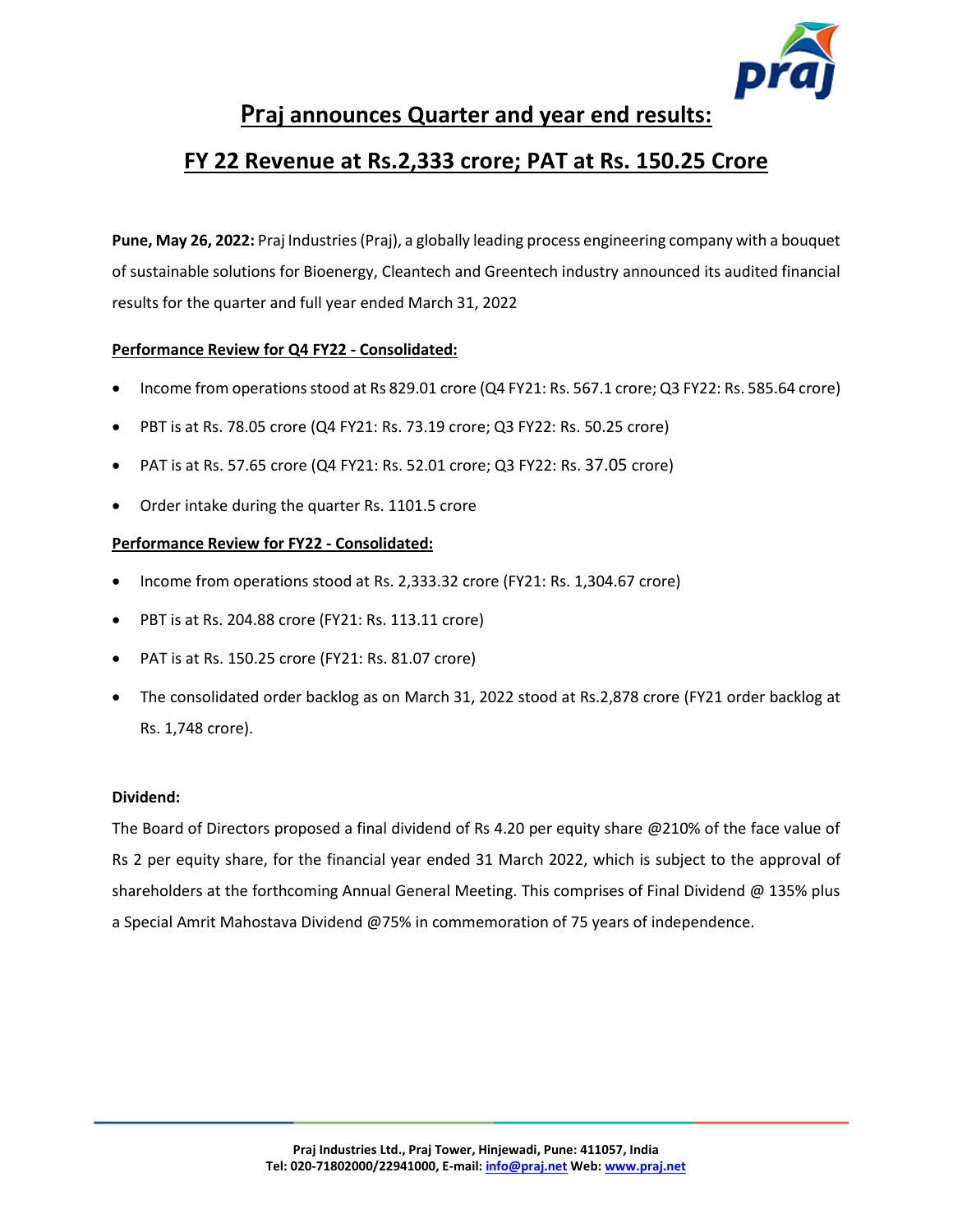# Praj announces Quarter and year end results:

# FY 22 Revenue at Rs.2,333 crore; PAT at Rs. 150.25 Crore

**Pune, May 26, 2022:** Praj Industries (Praj), a globally leading process engineering company with a bouquet of sustainable solutions for Bioenergy, Cleantech and Greentech industry announced its audited financial results for the quarter and full year ended March 31, 2022

**Performance Review for Q4 FY22 - Consolidated:**

- Income from operations stood at Rs 829.01 crore (Q4 FY21: Rs. 567.1 crore; Q3 FY22: Rs. 585.64 crore)
- PBT is at Rs. 78.05 crore (Q4 FY21: Rs. 73.19 crore; Q3 FY22: Rs. 50.25 crore)
- PAT is at Rs. 57.65 crore (Q4 FY21: Rs. 52.01 crore; Q3 FY22: Rs. 37.05 crore)
- Order intake during the quarter Rs. 1101.5 crore

**Performance Review for FY22 - Consolidated:**

- Income from operations stood at Rs. 2,333.32 crore (FY21: Rs. 1,304.67 crore)
- PBT is at Rs. 204.88 crore (FY21: Rs. 113.11 crore)
- PAT is at Rs. 150.25 crore (FY21: Rs. 81.07 crore)
- The consolidated order backlog as on March 31, 2022 stood at Rs.2,878 crore (FY21 order backlog at Rs. 1,748 crore).

**Dividend:**

The Board of Directors proposed a final dividend of Rs 4.20 per equity share @210% of the face value of Rs 2 per equity share, for the financial year ended 31 March 2022, which is subject to the approval of shareholders at the forthcoming Annual General Meeting. This comprises of Final Dividend @ 135% plus a Special Amrit Mahostava Dividend @75% in commemoration of 75 years of independence.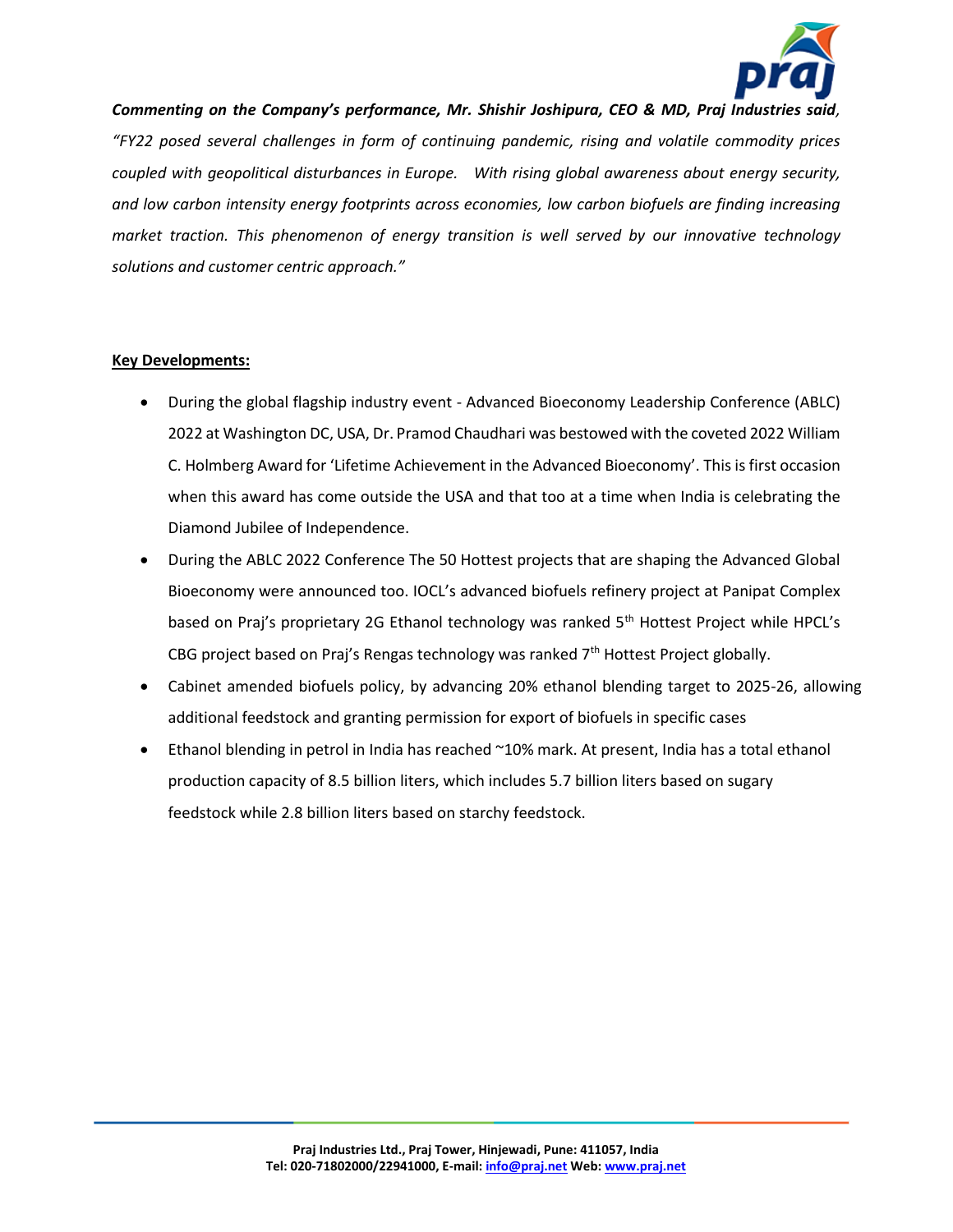***Commenting on the Company's performance, Mr. Shishir Joshipura, CEO & MD, Praj Industries said, "FY22 posed several challenges in form of continuing pandemic, rising and volatile commodity prices coupled with geopolitical disturbances in Europe. With rising global awareness about energy security, and low carbon intensity energy footprints across economies, low carbon biofuels are finding increasing market traction. This phenomenon of energy transition is well served by our innovative technology solutions and customer centric approach."***

**Key Developments:**

- During the global flagship industry event - Advanced Bioeconomy Leadership Conference (ABLC) 2022 at Washington DC, USA, Dr. Pramod Chaudhari was bestowed with the coveted 2022 William C. Holmberg Award for 'Lifetime Achievement in the Advanced Bioeconomy'. This is first occasion when this award has come outside the USA and that too at a time when India is celebrating the Diamond Jubilee of Independence.
- During the ABLC 2022 Conference The 50 Hottest projects that are shaping the Advanced Global Bioeconomy were announced too. IOCL's advanced biofuels refinery project at Panipat Complex based on Praj's proprietary 2G Ethanol technology was ranked 5th Hottest Project while HPCL's CBG project based on Praj's Rengas technology was ranked 7th Hottest Project globally.
- Cabinet amended biofuels policy, by advancing 20% ethanol blending target to 2025-26, allowing additional feedstock and granting permission for export of biofuels in specific cases
- Ethanol blending in petrol in India has reached ~10% mark. At present, India has a total ethanol production capacity of 8.5 billion liters, which includes 5.7 billion liters based on sugary feedstock while 2.8 billion liters based on starchy feedstock.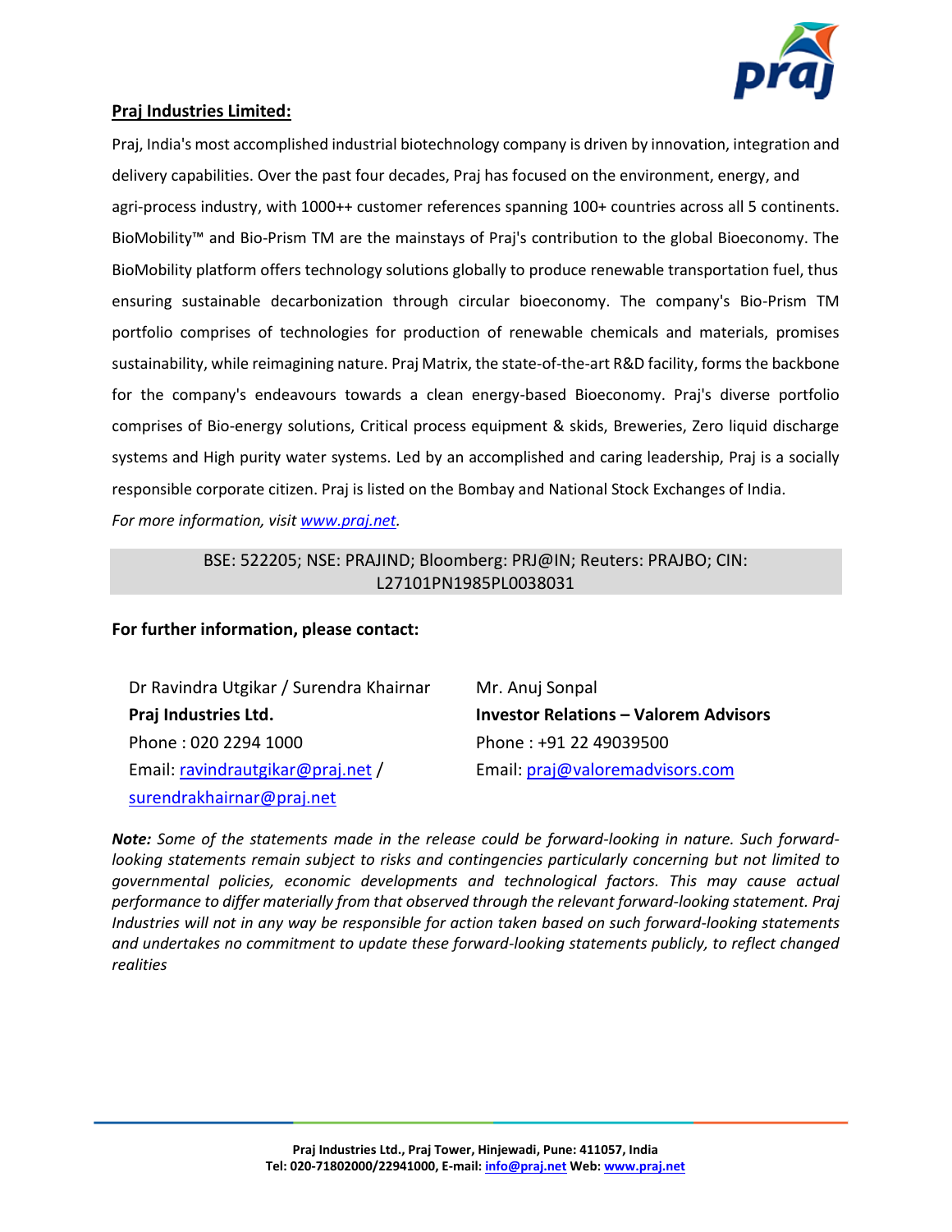**Praj Industries Limited:**

Praj, India's most accomplished industrial biotechnology company is driven by innovation, integration and delivery capabilities. Over the past four decades, Praj has focused on the environment, energy, and agri-process industry, with 1000++ customer references spanning 100+ countries across all 5 continents. BioMobility™ and Bio-Prism TM are the mainstays of Praj's contribution to the global Bioeconomy. The BioMobility platform offers technology solutions globally to produce renewable transportation fuel, thus ensuring sustainable decarbonization through circular bioeconomy. The company's Bio-Prism TM portfolio comprises of technologies for production of renewable chemicals and materials, promises sustainability, while reimagining nature. Praj Matrix, the state-of-the-art R&D facility, forms the backbone for the company's endeavours towards a clean energy-based Bioeconomy. Praj's diverse portfolio comprises of Bio-energy solutions, Critical process equipment & skids, Breweries, Zero liquid discharge systems and High purity water systems. Led by an accomplished and caring leadership, Praj is a socially responsible corporate citizen. Praj is listed on the Bombay and National Stock Exchanges of India.

*For more information, visit www.praj.net.*

BSE: 522205; NSE: PRAJIND; Bloomberg: PRJ@IN; Reuters: PRAJBO; CIN: L27101PN1985PL0038031

**For further information, please contact:**

Dr Ravindra Utgikar / Surendra Khairnar
**Praj Industries Ltd.**
Phone : 020 2294 1000
Email: ravindrautgikar@praj.net / surendrakhairnar@praj.net

Mr. Anuj Sonpal
**Investor Relations – Valorem Advisors**
Phone : +91 22 49039500
Email: praj@valoremadvisors.com

***Note:*** *Some of the statements made in the release could be forward-looking in nature. Such forward-looking statements remain subject to risks and contingencies particularly concerning but not limited to governmental policies, economic developments and technological factors. This may cause actual performance to differ materially from that observed through the relevant forward-looking statement. Praj Industries will not in any way be responsible for action taken based on such forward-looking statements and undertakes no commitment to update these forward-looking statements publicly, to reflect changed realities*